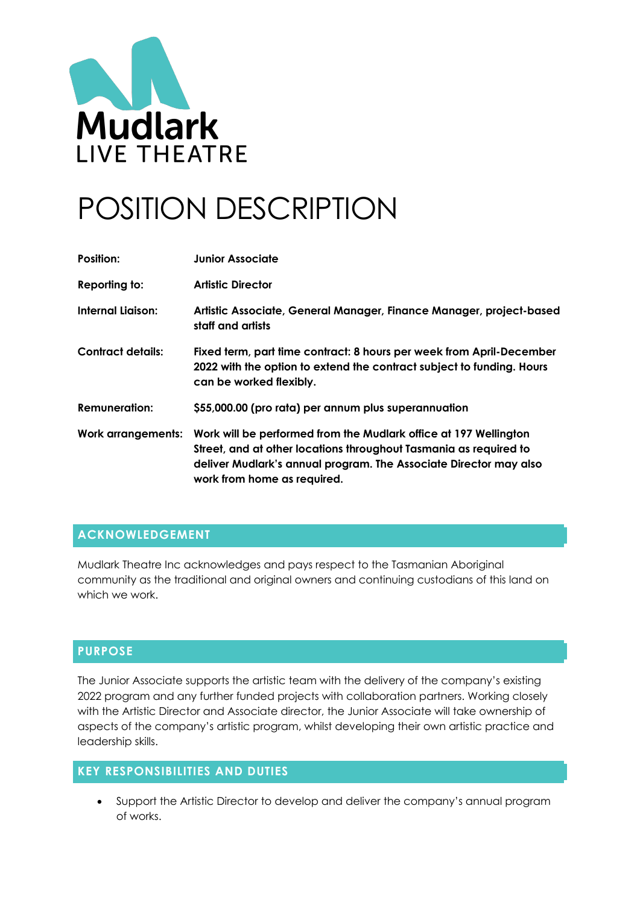Mudlark
LIVE THEATRE

# POSITION DESCRIPTION

| | |
|---|---|
| **Position:** | **Junior Associate** |
| **Reporting to:** | **Artistic Director** |
| **Internal Liaison:** | **Artistic Associate, General Manager, Finance Manager, project-based staff and artists** |
| **Contract details:** | **Fixed term, part time contract: 8 hours per week from April-December 2022 with the option to extend the contract subject to funding. Hours can be worked flexibly.** |
| **Remuneration:** | **$55,000.00 (pro rata) per annum plus superannuation** |
| **Work arrangements:** | **Work will be performed from the Mudlark office at 197 Wellington Street, and at other locations throughout Tasmania as required to deliver Mudlark's annual program. The Associate Director may also work from home as required.** |

## ACKNOWLEDGEMENT

Mudlark Theatre Inc acknowledges and pays respect to the Tasmanian Aboriginal community as the traditional and original owners and continuing custodians of this land on which we work.

## PURPOSE

The Junior Associate supports the artistic team with the delivery of the company's existing 2022 program and any further funded projects with collaboration partners. Working closely with the Artistic Director and Associate director, the Junior Associate will take ownership of aspects of the company's artistic program, whilst developing their own artistic practice and leadership skills.

## KEY RESPONSIBILITIES AND DUTIES

- Support the Artistic Director to develop and deliver the company's annual program of works.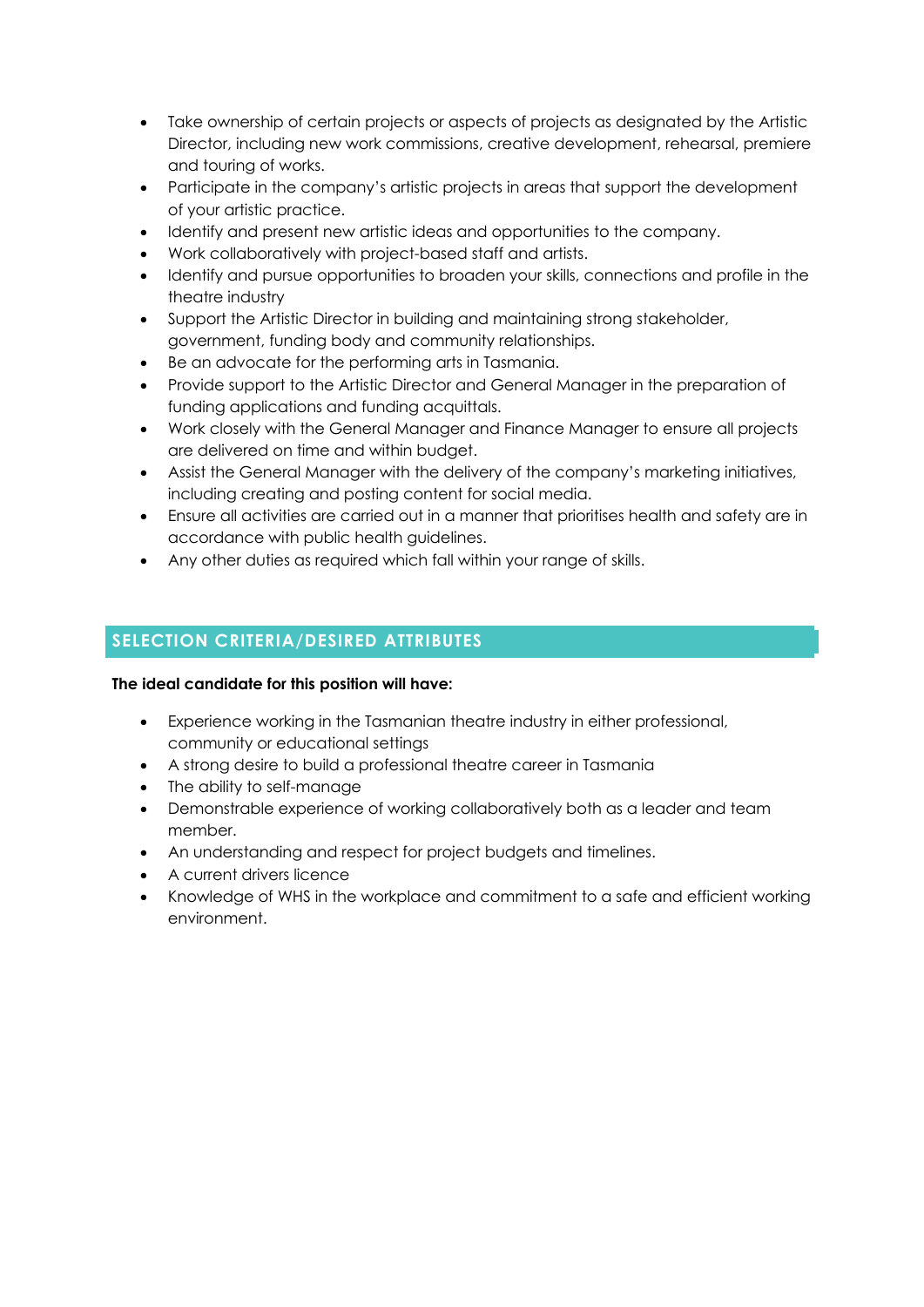- Take ownership of certain projects or aspects of projects as designated by the Artistic Director, including new work commissions, creative development, rehearsal, premiere and touring of works.
- Participate in the company's artistic projects in areas that support the development of your artistic practice.
- Identify and present new artistic ideas and opportunities to the company.
- Work collaboratively with project-based staff and artists.
- Identify and pursue opportunities to broaden your skills, connections and profile in the theatre industry
- Support the Artistic Director in building and maintaining strong stakeholder, government, funding body and community relationships.
- Be an advocate for the performing arts in Tasmania.
- Provide support to the Artistic Director and General Manager in the preparation of funding applications and funding acquittals.
- Work closely with the General Manager and Finance Manager to ensure all projects are delivered on time and within budget.
- Assist the General Manager with the delivery of the company's marketing initiatives, including creating and posting content for social media.
- Ensure all activities are carried out in a manner that prioritises health and safety are in accordance with public health guidelines.
- Any other duties as required which fall within your range of skills.

## SELECTION CRITERIA/DESIRED ATTRIBUTES

**The ideal candidate for this position will have:**

- Experience working in the Tasmanian theatre industry in either professional, community or educational settings
- A strong desire to build a professional theatre career in Tasmania
- The ability to self-manage
- Demonstrable experience of working collaboratively both as a leader and team member.
- An understanding and respect for project budgets and timelines.
- A current drivers licence
- Knowledge of WHS in the workplace and commitment to a safe and efficient working environment.